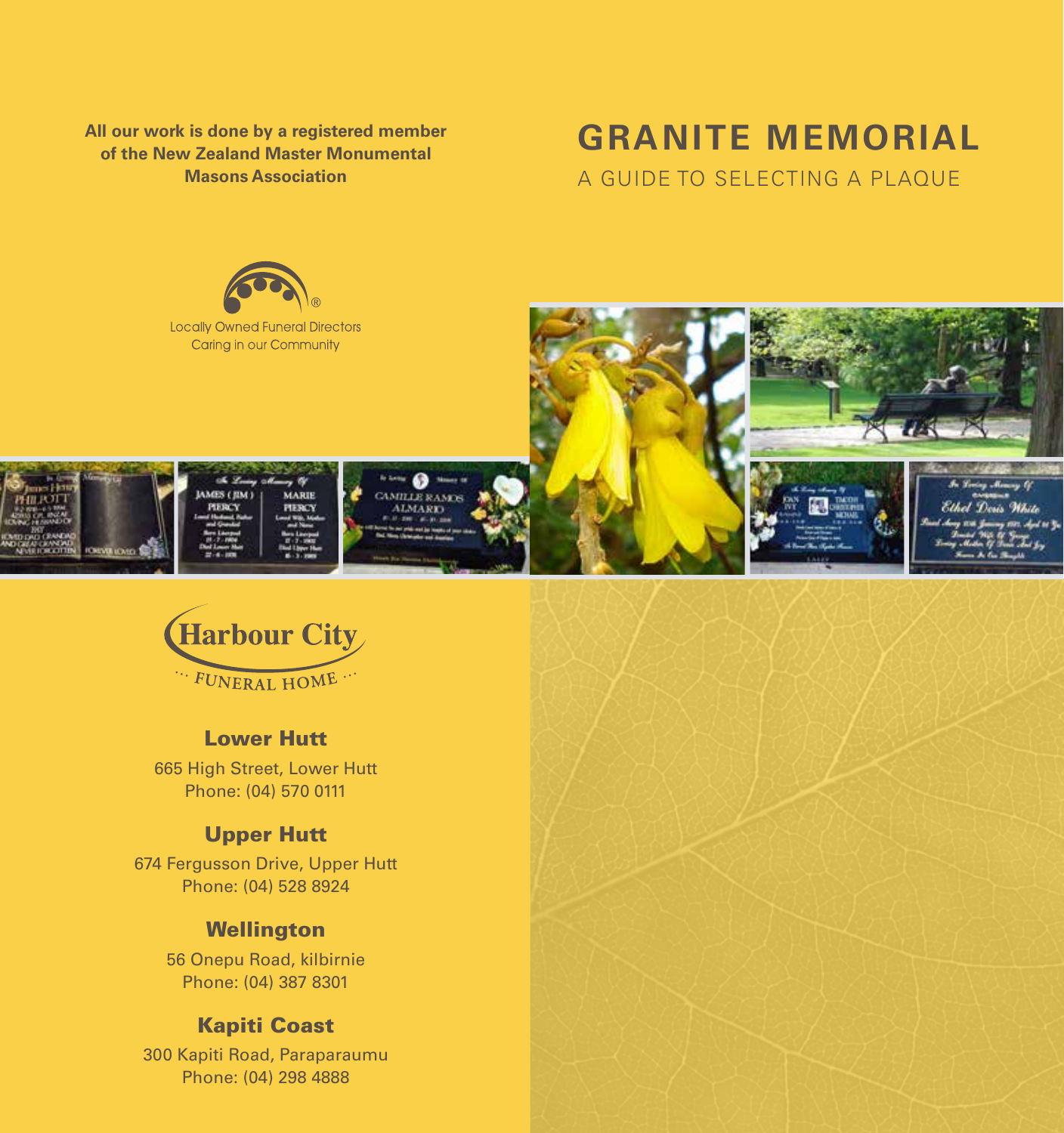**All our work is done by a registered member of the New Zealand Master Monumental Masons Association**

# GRANITE MEMORIAL

A GUIDE TO SELECTING A PLAQUE

Locally Owned Funeral Directors
Caring in our Community

Harbour City
FUNERAL HOME

### Lower Hutt

665 High Street, Lower Hutt
Phone: (04) 570 0111

### Upper Hutt

674 Fergusson Drive, Upper Hutt
Phone: (04) 528 8924

### Wellington

56 Onepu Road, kilbirnie
Phone: (04) 387 8301

### Kapiti Coast

300 Kapiti Road, Paraparaumu
Phone: (04) 298 4888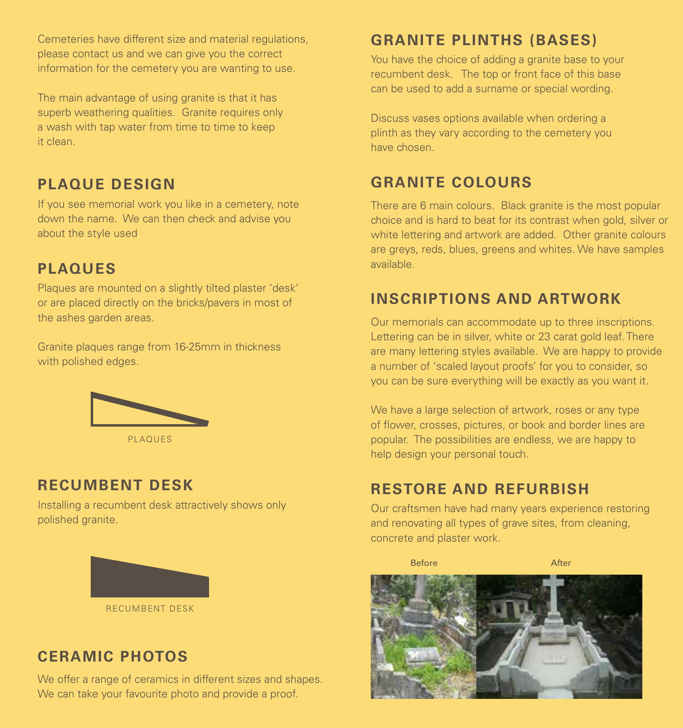Cemeteries have different size and material regulations, please contact us and we can give you the correct information for the cemetery you are wanting to use.

The main advantage of using granite is that it has superb weathering qualities. Granite requires only a wash with tap water from time to time to keep it clean.

## PLAQUE DESIGN

If you see memorial work you like in a cemetery, note down the name. We can then check and advise you about the style used

## PLAQUES

Plaques are mounted on a slightly tilted plaster 'desk' or are placed directly on the bricks/pavers in most of the ashes garden areas.

Granite plaques range from 16-25mm in thickness with polished edges.

PLAQUES

## RECUMBENT DESK

Installing a recumbent desk attractively shows only polished granite.

RECUMBENT DESK

## CERAMIC PHOTOS

We offer a range of ceramics in different sizes and shapes. We can take your favourite photo and provide a proof.

## GRANITE PLINTHS (BASES)

You have the choice of adding a granite base to your recumbent desk. The top or front face of this base can be used to add a surname or special wording.

Discuss vases options available when ordering a plinth as they vary according to the cemetery you have chosen.

## GRANITE COLOURS

There are 6 main colours. Black granite is the most popular choice and is hard to beat for its contrast when gold, silver or white lettering and artwork are added. Other granite colours are greys, reds, blues, greens and whites. We have samples available.

## INSCRIPTIONS AND ARTWORK

Our memorials can accommodate up to three inscriptions. Lettering can be in silver, white or 23 carat gold leaf. There are many lettering styles available. We are happy to provide a number of 'scaled layout proofs' for you to consider, so you can be sure everything will be exactly as you want it.

We have a large selection of artwork, roses or any type of flower, crosses, pictures, or book and border lines are popular. The possibilities are endless, we are happy to help design your personal touch.

## RESTORE AND REFURBISH

Our craftsmen have had many years experience restoring and renovating all types of grave sites, from cleaning, concrete and plaster work.

Before

After